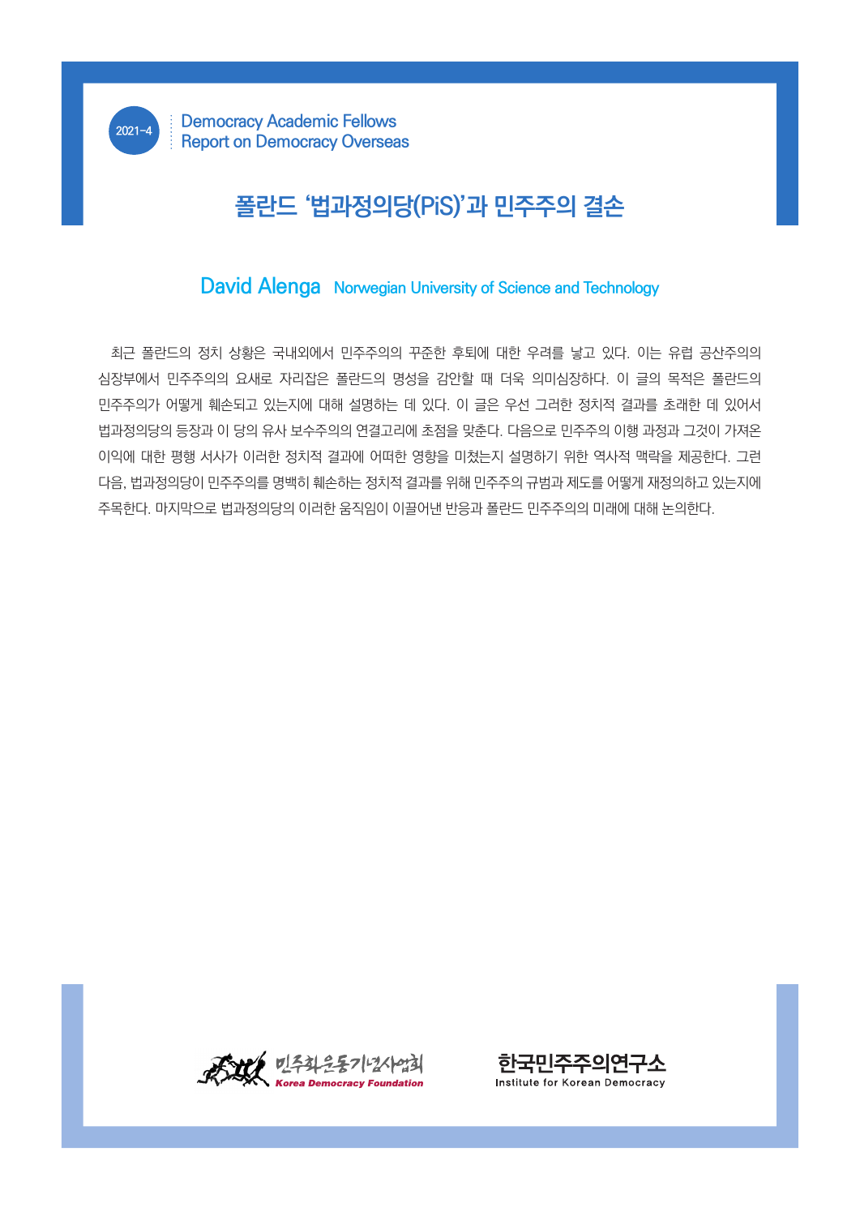2021-4

Democracy Academic Fellows
Report on Democracy Overseas

# 폴란드 ‘법과정의당(PiS)’과 민주주의 결손

**David Alenga** Norwegian University of Science and Technology

최근 폴란드의 정치 상황은 국내외에서 민주주의의 꾸준한 후퇴에 대한 우려를 낳고 있다. 이는 유럽 공산주의의 심장부에서 민주주의의 요새로 자리잡은 폴란드의 명성을 감안할 때 더욱 의미심장하다. 이 글의 목적은 폴란드의 민주주의가 어떻게 훼손되고 있는지에 대해 설명하는 데 있다. 이 글은 우선 그러한 정치적 결과를 초래한 데 있어서 법과정의당의 등장과 이 당의 유사 보수주의의 연결고리에 초점을 맞춘다. 다음으로 민주주의 이행 과정과 그것이 가져온 이익에 대한 평행 서사가 이러한 정치적 결과에 어떠한 영향을 미쳤는지 설명하기 위한 역사적 맥락을 제공한다. 그런 다음, 법과정의당이 민주주의를 명백히 훼손하는 정치적 결과를 위해 민주주의 규범과 제도를 어떻게 재정의하고 있는지에 주목한다. 마지막으로 법과정의당의 이러한 움직임이 이끌어낸 반응과 폴란드 민주주의의 미래에 대해 논의한다.

민주화운동기념사업회 Korea Democracy Foundation

한국민주주의연구소 Institute for Korean Democracy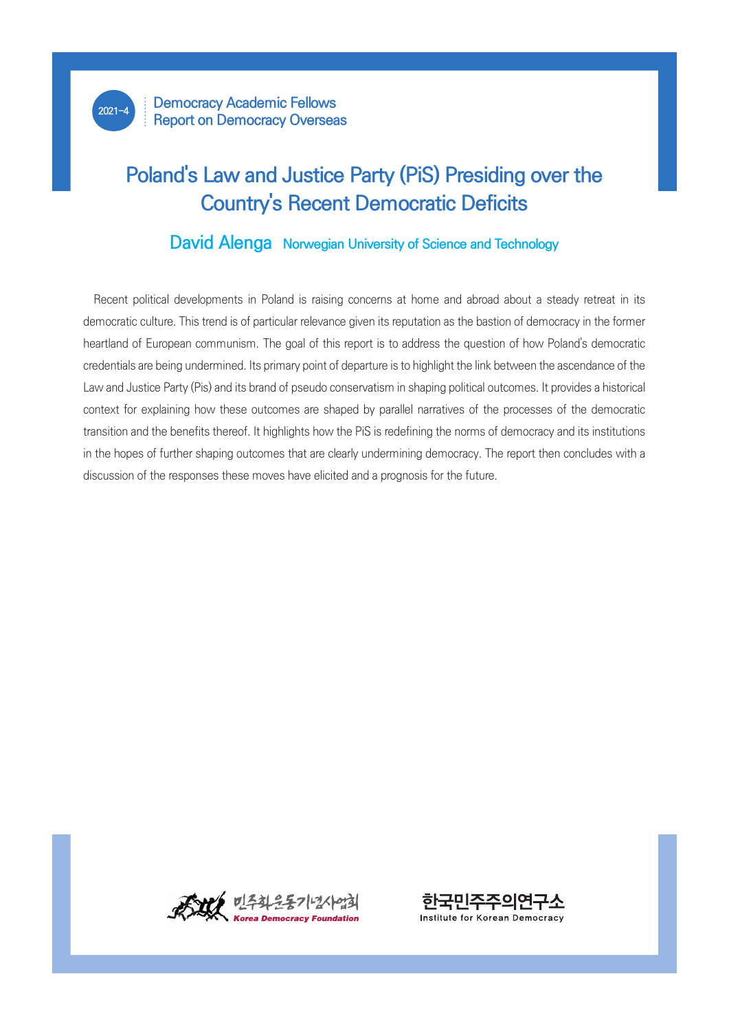2021-4

Democracy Academic Fellows
Report on Democracy Overseas

# Poland's Law and Justice Party (PiS) Presiding over the Country's Recent Democratic Deficits

**David Alenga** Norwegian University of Science and Technology

Recent political developments in Poland is raising concerns at home and abroad about a steady retreat in its democratic culture. This trend is of particular relevance given its reputation as the bastion of democracy in the former heartland of European communism. The goal of this report is to address the question of how Poland's democratic credentials are being undermined. Its primary point of departure is to highlight the link between the ascendance of the Law and Justice Party (Pis) and its brand of pseudo conservatism in shaping political outcomes. It provides a historical context for explaining how these outcomes are shaped by parallel narratives of the processes of the democratic transition and the benefits thereof. It highlights how the PiS is redefining the norms of democracy and its institutions in the hopes of further shaping outcomes that are clearly undermining democracy. The report then concludes with a discussion of the responses these moves have elicited and a prognosis for the future.

민주화운동기념사업회 Korea Democracy Foundation

한국민주주의연구소 Institute for Korean Democracy